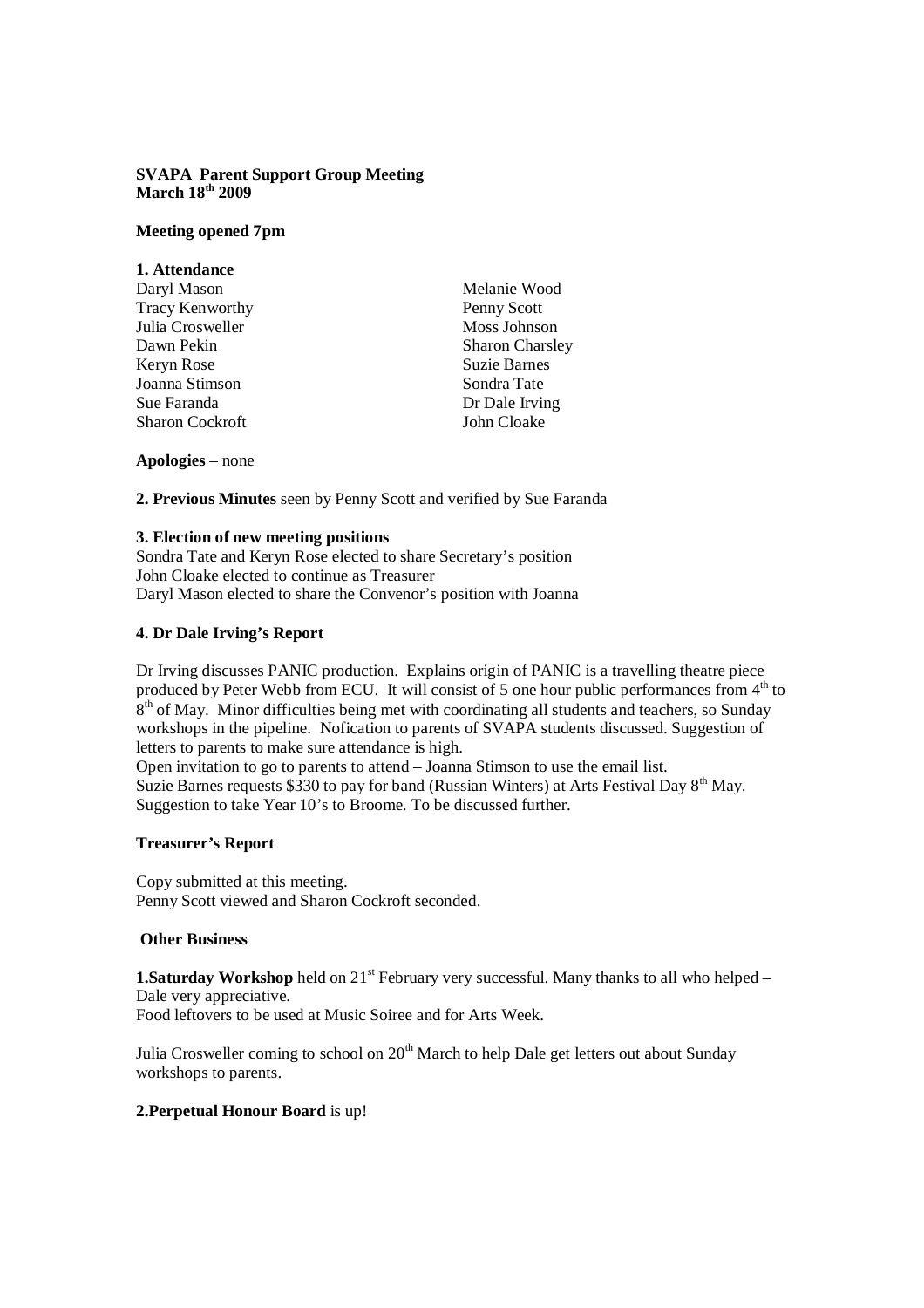**SVAPA Parent Support Group Meeting**
**March 18th 2009**

**Meeting opened 7pm**

**1. Attendance**

Daryl Mason
Tracy Kenworthy
Julia Crosweller
Dawn Pekin
Keryn Rose
Joanna Stimson
Sue Faranda
Sharon Cockroft
Melanie Wood
Penny Scott
Moss Johnson
Sharon Charsley
Suzie Barnes
Sondra Tate
Dr Dale Irving
John Cloake

**Apologies** – none

**2. Previous Minutes** seen by Penny Scott and verified by Sue Faranda

**3. Election of new meeting positions**

Sondra Tate and Keryn Rose elected to share Secretary's position
John Cloake elected to continue as Treasurer
Daryl Mason elected to share the Convenor's position with Joanna

**4. Dr Dale Irving's Report**

Dr Irving discusses PANIC production. Explains origin of PANIC is a travelling theatre piece produced by Peter Webb from ECU. It will consist of 5 one hour public performances from 4th to 8th of May. Minor difficulties being met with coordinating all students and teachers, so Sunday workshops in the pipeline. Nofication to parents of SVAPA students discussed. Suggestion of letters to parents to make sure attendance is high.

Open invitation to go to parents to attend – Joanna Stimson to use the email list.
Suzie Barnes requests $330 to pay for band (Russian Winters) at Arts Festival Day 8th May.
Suggestion to take Year 10's to Broome. To be discussed further.

**Treasurer's Report**

Copy submitted at this meeting.
Penny Scott viewed and Sharon Cockroft seconded.

**Other Business**

**1.Saturday Workshop** held on 21st February very successful. Many thanks to all who helped – Dale very appreciative.
Food leftovers to be used at Music Soiree and for Arts Week.

Julia Crosweller coming to school on 20th March to help Dale get letters out about Sunday workshops to parents.

**2.Perpetual Honour Board** is up!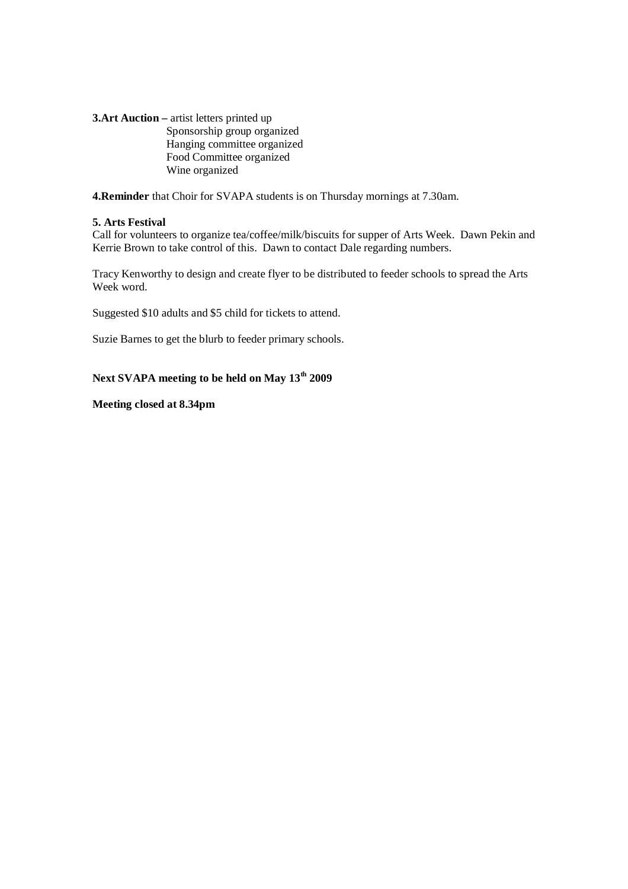**3.Art Auction –** artist letters printed up
Sponsorship group organized
Hanging committee organized
Food Committee organized
Wine organized

**4.Reminder** that Choir for SVAPA students is on Thursday mornings at 7.30am.

**5. Arts Festival**
Call for volunteers to organize tea/coffee/milk/biscuits for supper of Arts Week. Dawn Pekin and Kerrie Brown to take control of this. Dawn to contact Dale regarding numbers.

Tracy Kenworthy to design and create flyer to be distributed to feeder schools to spread the Arts Week word.

Suggested $10 adults and $5 child for tickets to attend.

Suzie Barnes to get the blurb to feeder primary schools.

**Next SVAPA meeting to be held on May 13th 2009**

**Meeting closed at 8.34pm**